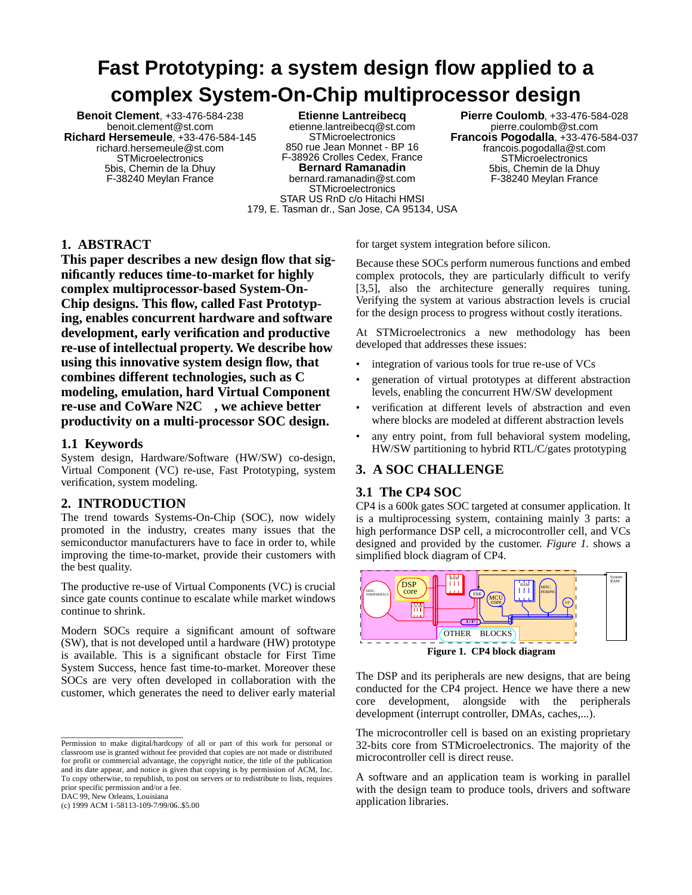# Fast Prototyping: a system design flow applied to a complex System-On-Chip multiprocessor design

**Benoit Clement**, +33-476-584-238
benoit.clement@st.com
**Richard Hersemeule**, +33-476-584-145
richard.hersemeule@st.com
STMicroelectronics
5bis, Chemin de la Dhuy
F-38240 Meylan France

**Etienne Lantreibecq**
etienne.lantreibecq@st.com
STMicroelectronics
850 rue Jean Monnet - BP 16
F-38926 Crolles Cedex, France
**Bernard Ramanadin**
bernard.ramanadin@st.com
STMicroelectronics
STAR US RnD c/o Hitachi HMSI
179, E. Tasman dr., San Jose, CA 95134, USA

**Pierre Coulomb**, +33-476-584-028
pierre.coulomb@st.com
**Francois Pogodalla**, +33-476-584-037
francois.pogodalla@st.com
STMicroelectronics
5bis, Chemin de la Dhuy
F-38240 Meylan France

## 1. ABSTRACT

**This paper describes a new design flow that significantly reduces time-to-market for highly complex multiprocessor-based System-On-Chip designs. This flow, called Fast Prototyping, enables concurrent hardware and software development, early verification and productive re-use of intellectual property. We describe how using this innovative system design flow, that combines different technologies, such as C modeling, emulation, hard Virtual Component re-use and CoWare N2C , we achieve better productivity on a multi-processor SOC design.**

### 1.1 Keywords

System design, Hardware/Software (HW/SW) co-design, Virtual Component (VC) re-use, Fast Prototyping, system verification, system modeling.

## 2. INTRODUCTION

The trend towards Systems-On-Chip (SOC), now widely promoted in the industry, creates many issues that the semiconductor manufacturers have to face in order to, while improving the time-to-market, provide their customers with the best quality.

The productive re-use of Virtual Components (VC) is crucial since gate counts continue to escalate while market windows continue to shrink.

Modern SOCs require a significant amount of software (SW), that is not developed until a hardware (HW) prototype is available. This is a significant obstacle for First Time System Success, hence fast time-to-market. Moreover these SOCs are very often developed in collaboration with the customer, which generates the need to deliver early material for target system integration before silicon.

Because these SOCs perform numerous functions and embed complex protocols, they are particularly difficult to verify [3,5], also the architecture generally requires tuning. Verifying the system at various abstraction levels is crucial for the design process to progress without costly iterations.

At STMicroelectronics a new methodology has been developed that addresses these issues:

- integration of various tools for true re-use of VCs
- generation of virtual prototypes at different abstraction levels, enabling the concurrent HW/SW development
- verification at different levels of abstraction and even where blocks are modeled at different abstraction levels
- any entry point, from full behavioral system modeling, HW/SW partitioning to hybrid RTL/C/gates prototyping

## 3. A SOC CHALLENGE

### 3.1 The CP4 SOC

CP4 is a 600k gates SOC targeted at consumer application. It is a multiprocessing system, containing mainly 3 parts: a high performance DSP cell, a microcontroller cell, and VCs designed and provided by the customer. *Figure 1.* shows a simplified block diagram of CP4.

MISC. PERIPHERALS
DSP core
RAM
CACHE
EMI
MCU core
RAM
MISC. PERIPH.
I/F
I/O
OTHER BLOCKS
System RAM

**Figure 1. CP4 block diagram**

The DSP and its peripherals are new designs, that are being conducted for the CP4 project. Hence we have there a new core development, alongside with the peripherals development (interrupt controller, DMAs, caches,...).

The microcontroller cell is based on an existing proprietary 32-bits core from STMicroelectronics. The majority of the microcontroller cell is direct reuse.

A software and an application team is working in parallel with the design team to produce tools, drivers and software application libraries.

Permission to make digital/hardcopy of all or part of this work for personal or classroom use is granted without fee provided that copies are not made or distributed for profit or commercial advantage, the copyright notice, the title of the publication and its date appear, and notice is given that copying is by permission of ACM, Inc. To copy otherwise, to republish, to post on servers or to redistribute to lists, requires prior specific permission and/or a fee.
DAC 99, New Orleans, Louisiana
(c) 1999 ACM 1-58113-109-7/99/06..$5.00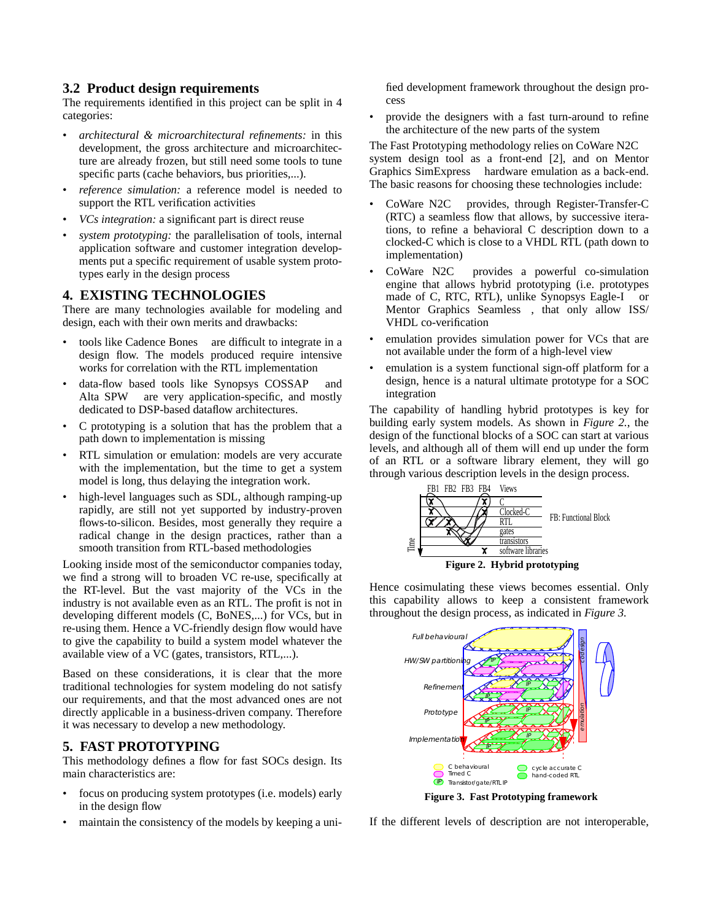### 3.2 Product design requirements

The requirements identified in this project can be split in 4 categories:

- *architectural & microarchitectural refinements:* in this development, the gross architecture and microarchitecture are already frozen, but still need some tools to tune specific parts (cache behaviors, bus priorities,...).
- *reference simulation:* a reference model is needed to support the RTL verification activities
- *VCs integration:* a significant part is direct reuse
- *system prototyping:* the parallelisation of tools, internal application software and customer integration developments put a specific requirement of usable system prototypes early in the design process

## 4. EXISTING TECHNOLOGIES

There are many technologies available for modeling and design, each with their own merits and drawbacks:

- tools like Cadence Bones are difficult to integrate in a design flow. The models produced require intensive works for correlation with the RTL implementation
- data-flow based tools like Synopsys COSSAP and Alta SPW are very application-specific, and mostly dedicated to DSP-based dataflow architectures.
- C prototyping is a solution that has the problem that a path down to implementation is missing
- RTL simulation or emulation: models are very accurate with the implementation, but the time to get a system model is long, thus delaying the integration work.
- high-level languages such as SDL, although ramping-up rapidly, are still not yet supported by industry-proven flows-to-silicon. Besides, most generally they require a radical change in the design practices, rather than a smooth transition from RTL-based methodologies

Looking inside most of the semiconductor companies today, we find a strong will to broaden VC re-use, specifically at the RT-level. But the vast majority of the VCs in the industry is not available even as an RTL. The profit is not in developing different models (C, BoNES,...) for VCs, but in re-using them. Hence a VC-friendly design flow would have to give the capability to build a system model whatever the available view of a VC (gates, transistors, RTL,...).

Based on these considerations, it is clear that the more traditional technologies for system modeling do not satisfy our requirements, and that the most advanced ones are not directly applicable in a business-driven company. Therefore it was necessary to develop a new methodology.

## 5. FAST PROTOTYPING

This methodology defines a flow for fast SOCs design. Its main characteristics are:

- focus on producing system prototypes (i.e. models) early in the design flow
- maintain the consistency of the models by keeping a unified development framework throughout the design process
- provide the designers with a fast turn-around to refine the architecture of the new parts of the system

The Fast Prototyping methodology relies on CoWare N2C system design tool as a front-end [2], and on Mentor Graphics SimExpress hardware emulation as a back-end. The basic reasons for choosing these technologies include:

- CoWare N2C provides, through Register-Transfer-C (RTC) a seamless flow that allows, by successive iterations, to refine a behavioral C description down to a clocked-C which is close to a VHDL RTL (path down to implementation)
- CoWare N2C provides a powerful co-simulation engine that allows hybrid prototyping (i.e. prototypes made of C, RTC, RTL), unlike Synopsys Eagle-I or Mentor Graphics Seamless , that only allow ISS/VHDL co-verification
- emulation provides simulation power for VCs that are not available under the form of a high-level view
- emulation is a system functional sign-off platform for a design, hence is a natural ultimate prototype for a SOC integration

The capability of handling hybrid prototypes is key for building early system models. As shown in *Figure 2.*, the design of the functional blocks of a SOC can start at various levels, and although all of them will end up under the form of an RTL or a software library element, they will go through various description levels in the design process.

FB1 FB2 FB3 FB4 Views
C
Clocked-C
RTL
gates
transistors
software libraries
Time
FB: Functional Block

**Figure 2. Hybrid prototyping**

Hence cosimulating these views becomes essential. Only this capability allows to keep a consistent framework throughout the design process, as indicated in *Figure 3.*

Full behavioural
HW/SW partitioning
Refinement
Prototype
Implementation
codesign
emulation
IP
C behavioural
Timed C
Transistor/gate/RTL IP
cycle accurate C
hand-coded RTL

**Figure 3. Fast Prototyping framework**

If the different levels of description are not interoperable,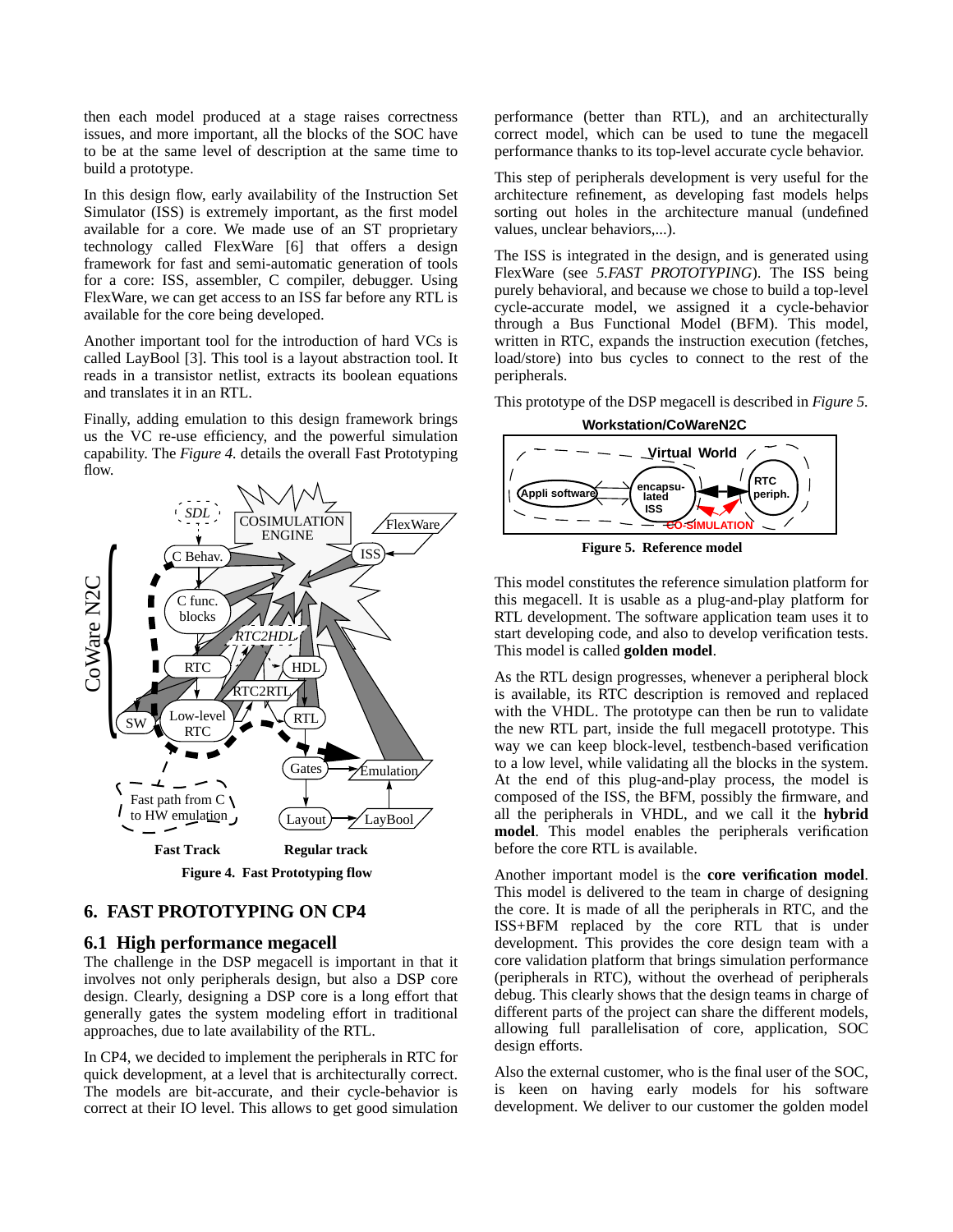then each model produced at a stage raises correctness issues, and more important, all the blocks of the SOC have to be at the same level of description at the same time to build a prototype.

In this design flow, early availability of the Instruction Set Simulator (ISS) is extremely important, as the first model available for a core. We made use of an ST proprietary technology called FlexWare [6] that offers a design framework for fast and semi-automatic generation of tools for a core: ISS, assembler, C compiler, debugger. Using FlexWare, we can get access to an ISS far before any RTL is available for the core being developed.

Another important tool for the introduction of hard VCs is called LayBool [3]. This tool is a layout abstraction tool. It reads in a transistor netlist, extracts its boolean equations and translates it in an RTL.

Finally, adding emulation to this design framework brings us the VC re-use efficiency, and the powerful simulation capability. The *Figure 4.* details the overall Fast Prototyping flow.

SDL
COSIMULATION ENGINE
FlexWare
CoWare N2C
C Behav.
ISS
C func. blocks
RTC2HDL
RTC
HDL
RTC2RTL
SW
Low-level RTC
RTL
Gates
Emulation
Fast path from C to HW emulation
Layout
LayBool
Fast Track
Regular track

**Figure 4. Fast Prototyping flow**

## 6. FAST PROTOTYPING ON CP4

### 6.1 High performance megacell

The challenge in the DSP megacell is important in that it involves not only peripherals design, but also a DSP core design. Clearly, designing a DSP core is a long effort that generally gates the system modeling effort in traditional approaches, due to late availability of the RTL.

In CP4, we decided to implement the peripherals in RTC for quick development, at a level that is architecturally correct. The models are bit-accurate, and their cycle-behavior is correct at their IO level. This allows to get good simulation performance (better than RTL), and an architecturally correct model, which can be used to tune the megacell performance thanks to its top-level accurate cycle behavior.

This step of peripherals development is very useful for the architecture refinement, as developing fast models helps sorting out holes in the architecture manual (undefined values, unclear behaviors,...).

The ISS is integrated in the design, and is generated using FlexWare (see *5.FAST PROTOTYPING*). The ISS being purely behavioral, and because we chose to build a top-level cycle-accurate model, we assigned it a cycle-behavior through a Bus Functional Model (BFM). This model, written in RTC, expands the instruction execution (fetches, load/store) into bus cycles to connect to the rest of the peripherals.

This prototype of the DSP megacell is described in *Figure 5.*

Workstation/CoWareN2C
Virtual World
Appli software
encapsulated ISS
RTC periph.
CO-SIMULATION

**Figure 5. Reference model**

This model constitutes the reference simulation platform for this megacell. It is usable as a plug-and-play platform for RTL development. The software application team uses it to start developing code, and also to develop verification tests. This model is called **golden model**.

As the RTL design progresses, whenever a peripheral block is available, its RTC description is removed and replaced with the VHDL. The prototype can then be run to validate the new RTL part, inside the full megacell prototype. This way we can keep block-level, testbench-based verification to a low level, while validating all the blocks in the system. At the end of this plug-and-play process, the model is composed of the ISS, the BFM, possibly the firmware, and all the peripherals in VHDL, and we call it the **hybrid model**. This model enables the peripherals verification before the core RTL is available.

Another important model is the **core verification model**. This model is delivered to the team in charge of designing the core. It is made of all the peripherals in RTC, and the ISS+BFM replaced by the core RTL that is under development. This provides the core design team with a core validation platform that brings simulation performance (peripherals in RTC), without the overhead of peripherals debug. This clearly shows that the design teams in charge of different parts of the project can share the different models, allowing full parallelisation of core, application, SOC design efforts.

Also the external customer, who is the final user of the SOC, is keen on having early models for his software development. We deliver to our customer the golden model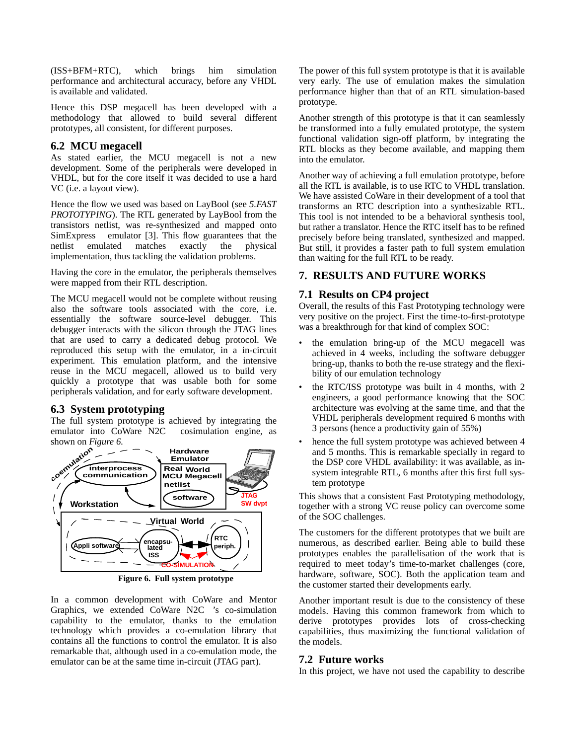(ISS+BFM+RTC), which brings him simulation performance and architectural accuracy, before any VHDL is available and validated.

Hence this DSP megacell has been developed with a methodology that allowed to build several different prototypes, all consistent, for different purposes.

### 6.2 MCU megacell

As stated earlier, the MCU megacell is not a new development. Some of the peripherals were developed in VHDL, but for the core itself it was decided to use a hard VC (i.e. a layout view).

Hence the flow we used was based on LayBool (see *5.FAST PROTOTYPING*). The RTL generated by LayBool from the transistors netlist, was re-synthesized and mapped onto SimExpress emulator [3]. This flow guarantees that the netlist emulated matches exactly the physical implementation, thus tackling the validation problems.

Having the core in the emulator, the peripherals themselves were mapped from their RTL description.

The MCU megacell would not be complete without reusing also the software tools associated with the core, i.e. essentially the software source-level debugger. This debugger interacts with the silicon through the JTAG lines that are used to carry a dedicated debug protocol. We reproduced this setup with the emulator, in a in-circuit experiment. This emulation platform, and the intensive reuse in the MCU megacell, allowed us to build very quickly a prototype that was usable both for some peripherals validation, and for early software development.

### 6.3 System prototyping

The full system prototype is achieved by integrating the emulator into CoWare N2C cosimulation engine, as shown on *Figure 6.*

coemulation
interprocess communication
Workstation
Hardware Emulator
Real World MCU Megacell netlist
software
JTAG SW dvpt
Virtual World
Appli software
encapsu-lated ISS
RTC periph.
CO-SIMULATION

**Figure 6. Full system prototype**

In a common development with CoWare and Mentor Graphics, we extended CoWare N2C 's co-simulation capability to the emulator, thanks to the emulation technology which provides a co-emulation library that contains all the functions to control the emulator. It is also remarkable that, although used in a co-emulation mode, the emulator can be at the same time in-circuit (JTAG part).

The power of this full system prototype is that it is available very early. The use of emulation makes the simulation performance higher than that of an RTL simulation-based prototype.

Another strength of this prototype is that it can seamlessly be transformed into a fully emulated prototype, the system functional validation sign-off platform, by integrating the RTL blocks as they become available, and mapping them into the emulator.

Another way of achieving a full emulation prototype, before all the RTL is available, is to use RTC to VHDL translation. We have assisted CoWare in their development of a tool that transforms an RTC description into a synthesizable RTL. This tool is not intended to be a behavioral synthesis tool, but rather a translator. Hence the RTC itself has to be refined precisely before being translated, synthesized and mapped. But still, it provides a faster path to full system emulation than waiting for the full RTL to be ready.

## 7. RESULTS AND FUTURE WORKS

### 7.1 Results on CP4 project

Overall, the results of this Fast Prototyping technology were very positive on the project. First the time-to-first-prototype was a breakthrough for that kind of complex SOC:

- the emulation bring-up of the MCU megacell was achieved in 4 weeks, including the software debugger bring-up, thanks to both the re-use strategy and the flexibility of our emulation technology
- the RTC/ISS prototype was built in 4 months, with 2 engineers, a good performance knowing that the SOC architecture was evolving at the same time, and that the VHDL peripherals development required 6 months with 3 persons (hence a productivity gain of 55%)
- hence the full system prototype was achieved between 4 and 5 months. This is remarkable specially in regard to the DSP core VHDL availability: it was available, as in-system integrable RTL, 6 months after this first full system prototype

This shows that a consistent Fast Prototyping methodology, together with a strong VC reuse policy can overcome some of the SOC challenges.

The customers for the different prototypes that we built are numerous, as described earlier. Being able to build these prototypes enables the parallelisation of the work that is required to meet today's time-to-market challenges (core, hardware, software, SOC). Both the application team and the customer started their developments early.

Another important result is due to the consistency of these models. Having this common framework from which to derive prototypes provides lots of cross-checking capabilities, thus maximizing the functional validation of the models.

### 7.2 Future works

In this project, we have not used the capability to describe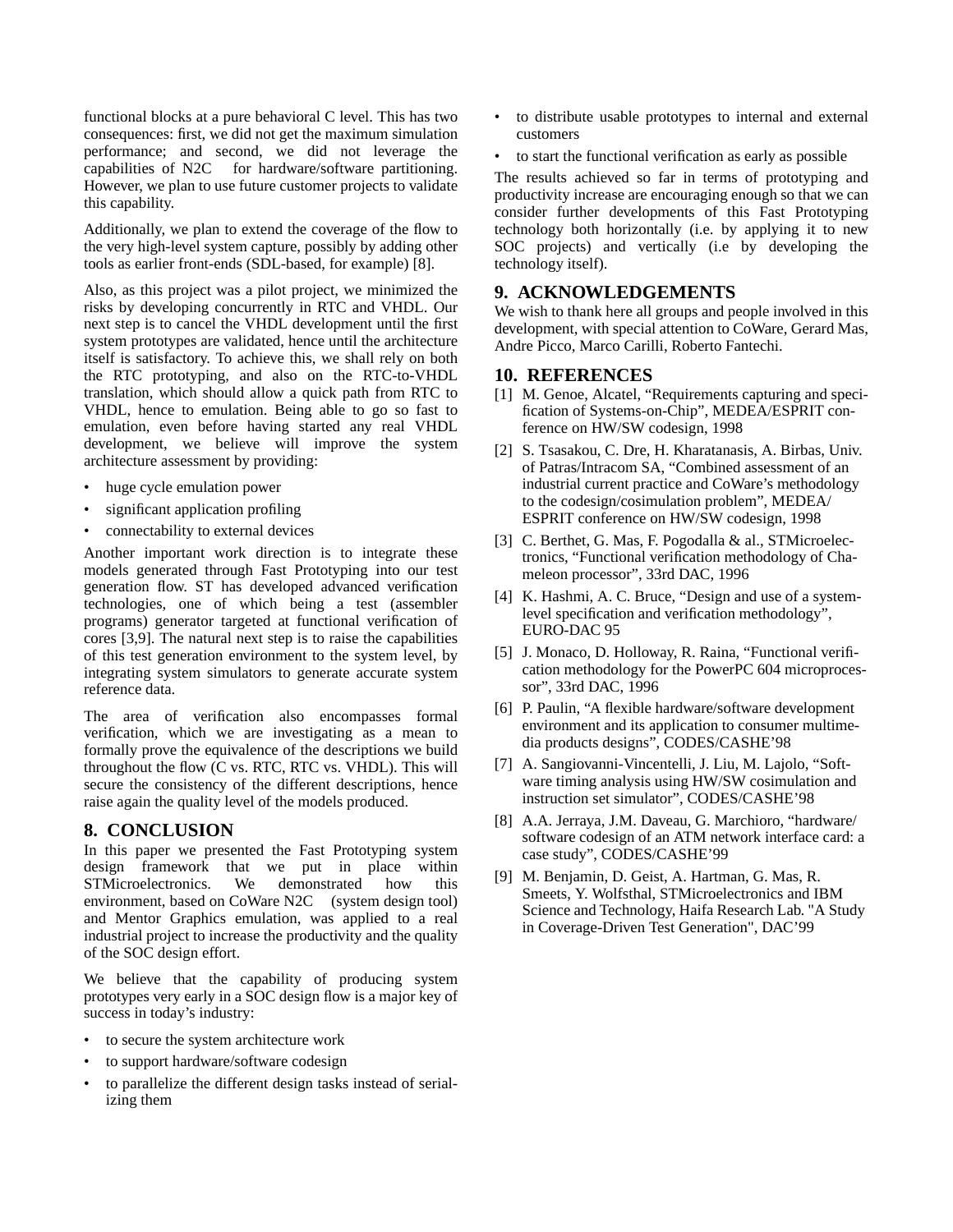functional blocks at a pure behavioral C level. This has two consequences: first, we did not get the maximum simulation performance; and second, we did not leverage the capabilities of N2C for hardware/software partitioning. However, we plan to use future customer projects to validate this capability.

Additionally, we plan to extend the coverage of the flow to the very high-level system capture, possibly by adding other tools as earlier front-ends (SDL-based, for example) [8].

Also, as this project was a pilot project, we minimized the risks by developing concurrently in RTC and VHDL. Our next step is to cancel the VHDL development until the first system prototypes are validated, hence until the architecture itself is satisfactory. To achieve this, we shall rely on both the RTC prototyping, and also on the RTC-to-VHDL translation, which should allow a quick path from RTC to VHDL, hence to emulation. Being able to go so fast to emulation, even before having started any real VHDL development, we believe will improve the system architecture assessment by providing:

- huge cycle emulation power
- significant application profiling
- connectability to external devices

Another important work direction is to integrate these models generated through Fast Prototyping into our test generation flow. ST has developed advanced verification technologies, one of which being a test (assembler programs) generator targeted at functional verification of cores [3,9]. The natural next step is to raise the capabilities of this test generation environment to the system level, by integrating system simulators to generate accurate system reference data.

The area of verification also encompasses formal verification, which we are investigating as a mean to formally prove the equivalence of the descriptions we build throughout the flow (C vs. RTC, RTC vs. VHDL). This will secure the consistency of the different descriptions, hence raise again the quality level of the models produced.

## 8. CONCLUSION

In this paper we presented the Fast Prototyping system design framework that we put in place within STMicroelectronics. We demonstrated how this environment, based on CoWare N2C (system design tool) and Mentor Graphics emulation, was applied to a real industrial project to increase the productivity and the quality of the SOC design effort.

We believe that the capability of producing system prototypes very early in a SOC design flow is a major key of success in today's industry:

- to secure the system architecture work
- to support hardware/software codesign
- to parallelize the different design tasks instead of serializing them
- to distribute usable prototypes to internal and external customers
- to start the functional verification as early as possible

The results achieved so far in terms of prototyping and productivity increase are encouraging enough so that we can consider further developments of this Fast Prototyping technology both horizontally (i.e. by applying it to new SOC projects) and vertically (i.e by developing the technology itself).

## 9. ACKNOWLEDGEMENTS

We wish to thank here all groups and people involved in this development, with special attention to CoWare, Gerard Mas, Andre Picco, Marco Carilli, Roberto Fantechi.

## 10. REFERENCES

[1] M. Genoe, Alcatel, "Requirements capturing and specification of Systems-on-Chip", MEDEA/ESPRIT conference on HW/SW codesign, 1998

[2] S. Tsasakou, C. Dre, H. Kharatanasis, A. Birbas, Univ. of Patras/Intracom SA, "Combined assessment of an industrial current practice and CoWare's methodology to the codesign/cosimulation problem", MEDEA/ESPRIT conference on HW/SW codesign, 1998

[3] C. Berthet, G. Mas, F. Pogodalla & al., STMicroelectronics, "Functional verification methodology of Chameleon processor", 33rd DAC, 1996

[4] K. Hashmi, A. C. Bruce, "Design and use of a system-level specification and verification methodology", EURO-DAC 95

[5] J. Monaco, D. Holloway, R. Raina, "Functional verification methodology for the PowerPC 604 microprocessor", 33rd DAC, 1996

[6] P. Paulin, "A flexible hardware/software development environment and its application to consumer multimedia products designs", CODES/CASHE'98

[7] A. Sangiovanni-Vincentelli, J. Liu, M. Lajolo, "Software timing analysis using HW/SW cosimulation and instruction set simulator", CODES/CASHE'98

[8] A.A. Jerraya, J.M. Daveau, G. Marchioro, "hardware/software codesign of an ATM network interface card: a case study", CODES/CASHE'99

[9] M. Benjamin, D. Geist, A. Hartman, G. Mas, R. Smeets, Y. Wolfsthal, STMicroelectronics and IBM Science and Technology, Haifa Research Lab. "A Study in Coverage-Driven Test Generation", DAC'99